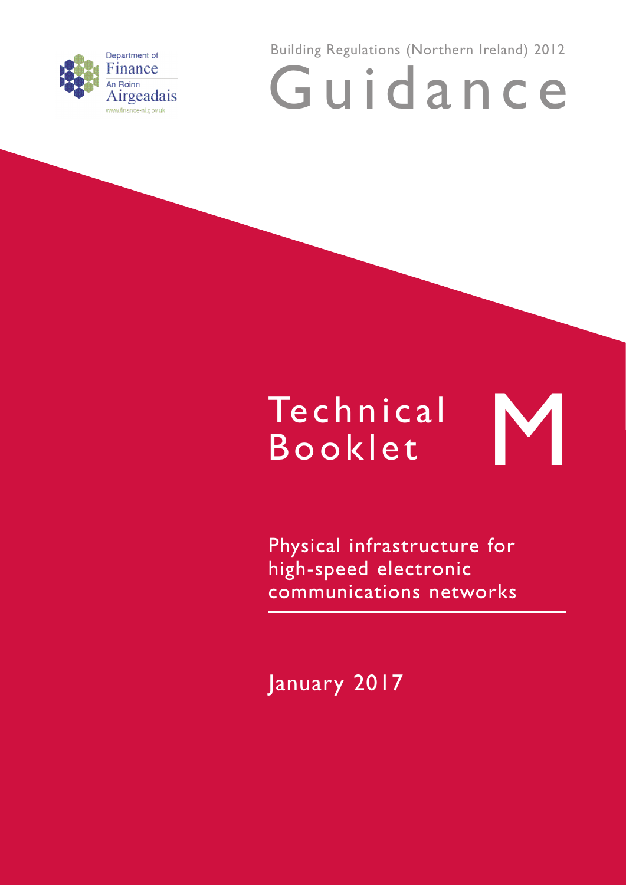Department of Finance

An Roinn Airgeadais

www.finance-ni.gov.uk

Building Regulations (Northern Ireland) 2012

# Guidance

# Technical Booklet M

## Physical infrastructure for high-speed electronic communications networks

January 2017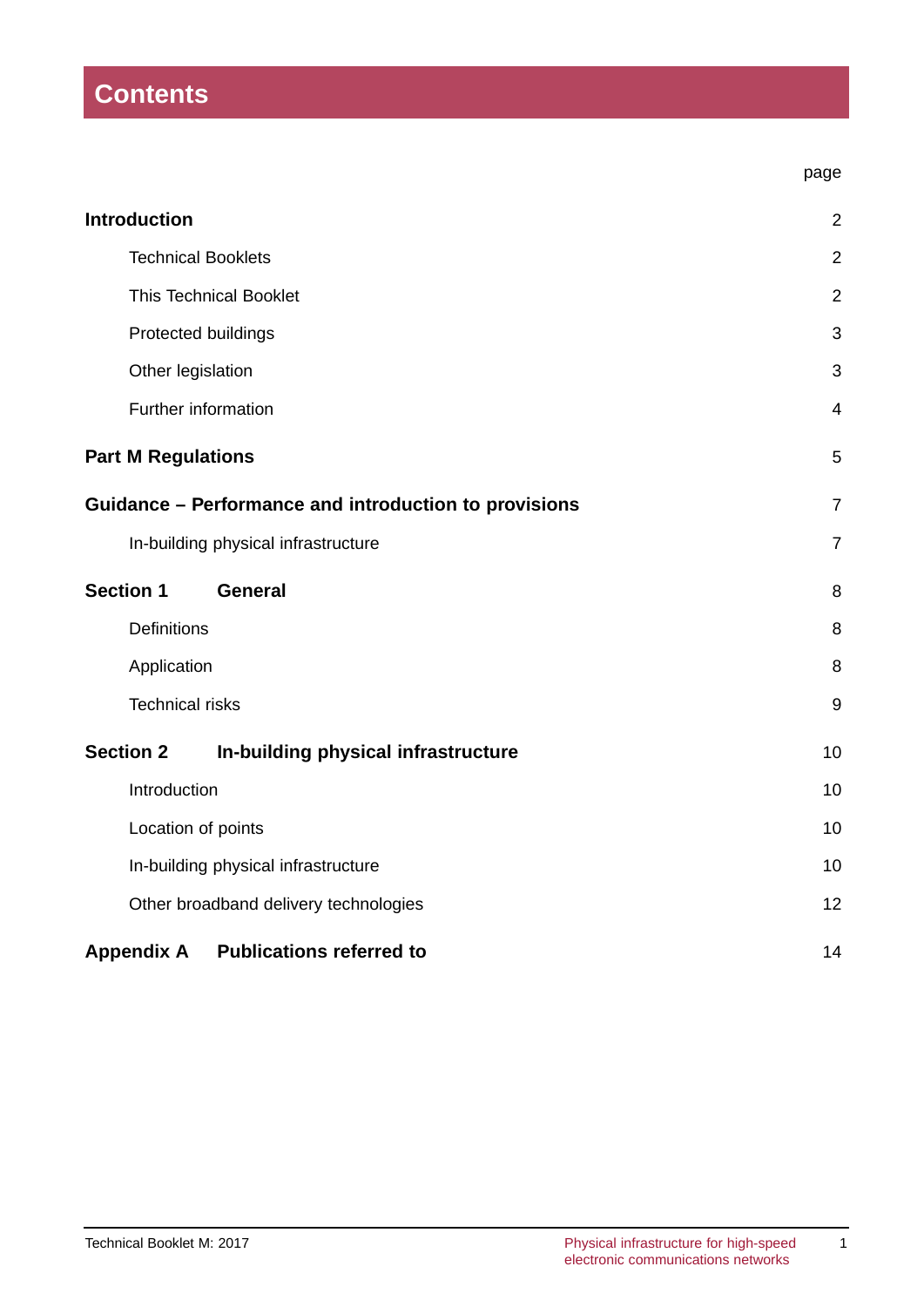# Contents

| | page |
|---|---|
| **Introduction** | 2 |
| Technical Booklets | 2 |
| This Technical Booklet | 2 |
| Protected buildings | 3 |
| Other legislation | 3 |
| Further information | 4 |
| **Part M Regulations** | 5 |
| **Guidance – Performance and introduction to provisions** | 7 |
| In-building physical infrastructure | 7 |
| **Section 1 General** | 8 |
| Definitions | 8 |
| Application | 8 |
| Technical risks | 9 |
| **Section 2 In-building physical infrastructure** | 10 |
| Introduction | 10 |
| Location of points | 10 |
| In-building physical infrastructure | 10 |
| Other broadband delivery technologies | 12 |
| **Appendix A Publications referred to** | 14 |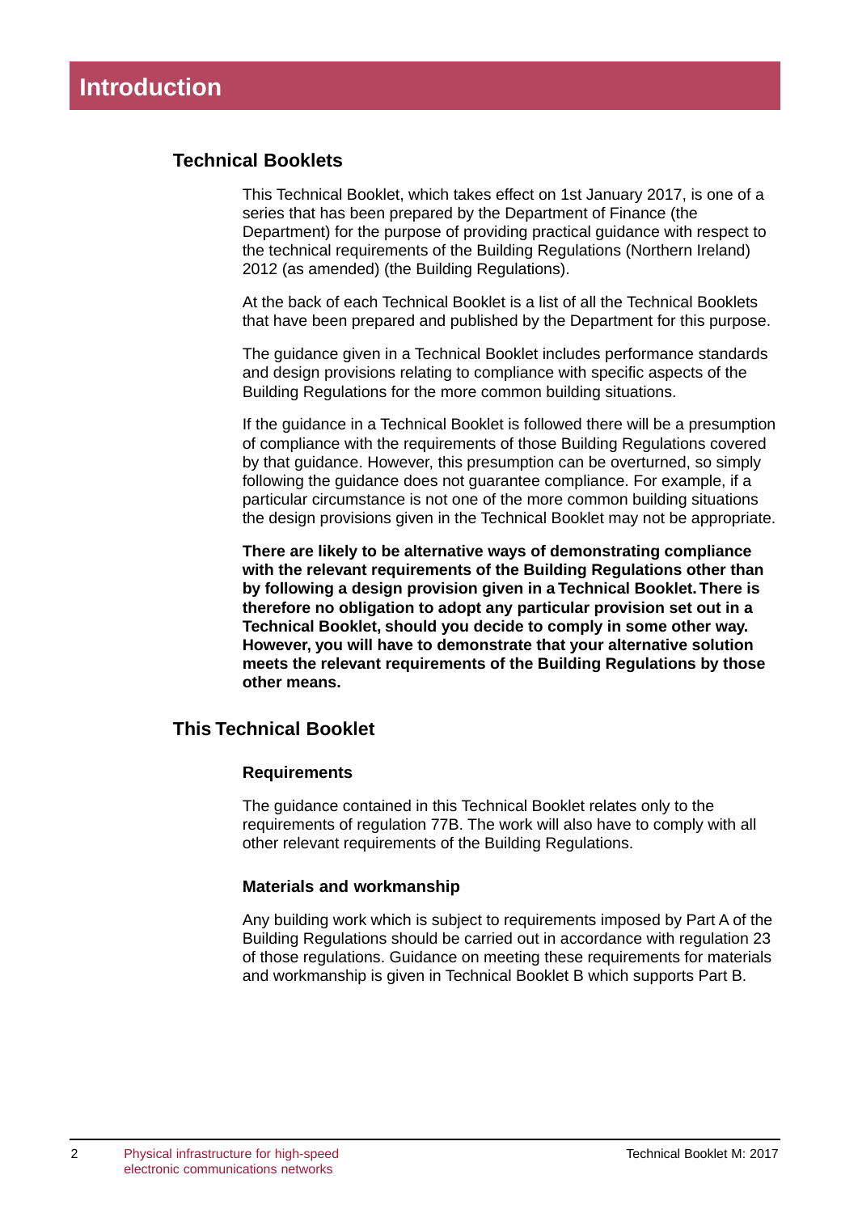# Introduction

## Technical Booklets

This Technical Booklet, which takes effect on 1st January 2017, is one of a series that has been prepared by the Department of Finance (the Department) for the purpose of providing practical guidance with respect to the technical requirements of the Building Regulations (Northern Ireland) 2012 (as amended) (the Building Regulations).

At the back of each Technical Booklet is a list of all the Technical Booklets that have been prepared and published by the Department for this purpose.

The guidance given in a Technical Booklet includes performance standards and design provisions relating to compliance with specific aspects of the Building Regulations for the more common building situations.

If the guidance in a Technical Booklet is followed there will be a presumption of compliance with the requirements of those Building Regulations covered by that guidance. However, this presumption can be overturned, so simply following the guidance does not guarantee compliance. For example, if a particular circumstance is not one of the more common building situations the design provisions given in the Technical Booklet may not be appropriate.

**There are likely to be alternative ways of demonstrating compliance with the relevant requirements of the Building Regulations other than by following a design provision given in a Technical Booklet. There is therefore no obligation to adopt any particular provision set out in a Technical Booklet, should you decide to comply in some other way. However, you will have to demonstrate that your alternative solution meets the relevant requirements of the Building Regulations by those other means.**

## This Technical Booklet

### Requirements

The guidance contained in this Technical Booklet relates only to the requirements of regulation 77B. The work will also have to comply with all other relevant requirements of the Building Regulations.

### Materials and workmanship

Any building work which is subject to requirements imposed by Part A of the Building Regulations should be carried out in accordance with regulation 23 of those regulations. Guidance on meeting these requirements for materials and workmanship is given in Technical Booklet B which supports Part B.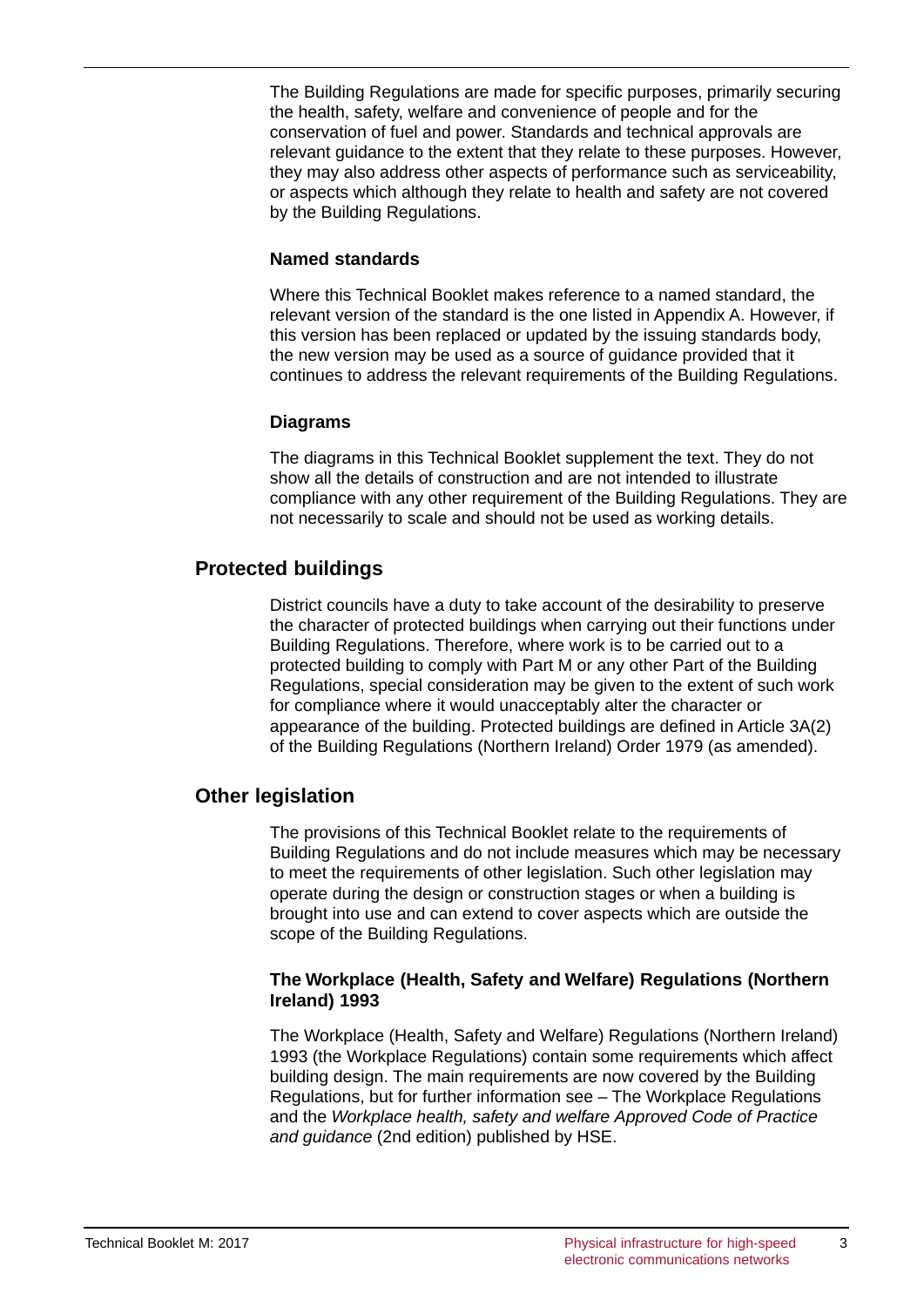The Building Regulations are made for specific purposes, primarily securing the health, safety, welfare and convenience of people and for the conservation of fuel and power. Standards and technical approvals are relevant guidance to the extent that they relate to these purposes. However, they may also address other aspects of performance such as serviceability, or aspects which although they relate to health and safety are not covered by the Building Regulations.

### Named standards

Where this Technical Booklet makes reference to a named standard, the relevant version of the standard is the one listed in Appendix A. However, if this version has been replaced or updated by the issuing standards body, the new version may be used as a source of guidance provided that it continues to address the relevant requirements of the Building Regulations.

### Diagrams

The diagrams in this Technical Booklet supplement the text. They do not show all the details of construction and are not intended to illustrate compliance with any other requirement of the Building Regulations. They are not necessarily to scale and should not be used as working details.

## Protected buildings

District councils have a duty to take account of the desirability to preserve the character of protected buildings when carrying out their functions under Building Regulations. Therefore, where work is to be carried out to a protected building to comply with Part M or any other Part of the Building Regulations, special consideration may be given to the extent of such work for compliance where it would unacceptably alter the character or appearance of the building. Protected buildings are defined in Article 3A(2) of the Building Regulations (Northern Ireland) Order 1979 (as amended).

## Other legislation

The provisions of this Technical Booklet relate to the requirements of Building Regulations and do not include measures which may be necessary to meet the requirements of other legislation. Such other legislation may operate during the design or construction stages or when a building is brought into use and can extend to cover aspects which are outside the scope of the Building Regulations.

### The Workplace (Health, Safety and Welfare) Regulations (Northern Ireland) 1993

The Workplace (Health, Safety and Welfare) Regulations (Northern Ireland) 1993 (the Workplace Regulations) contain some requirements which affect building design. The main requirements are now covered by the Building Regulations, but for further information see – The Workplace Regulations and the *Workplace health, safety and welfare Approved Code of Practice and guidance* (2nd edition) published by HSE.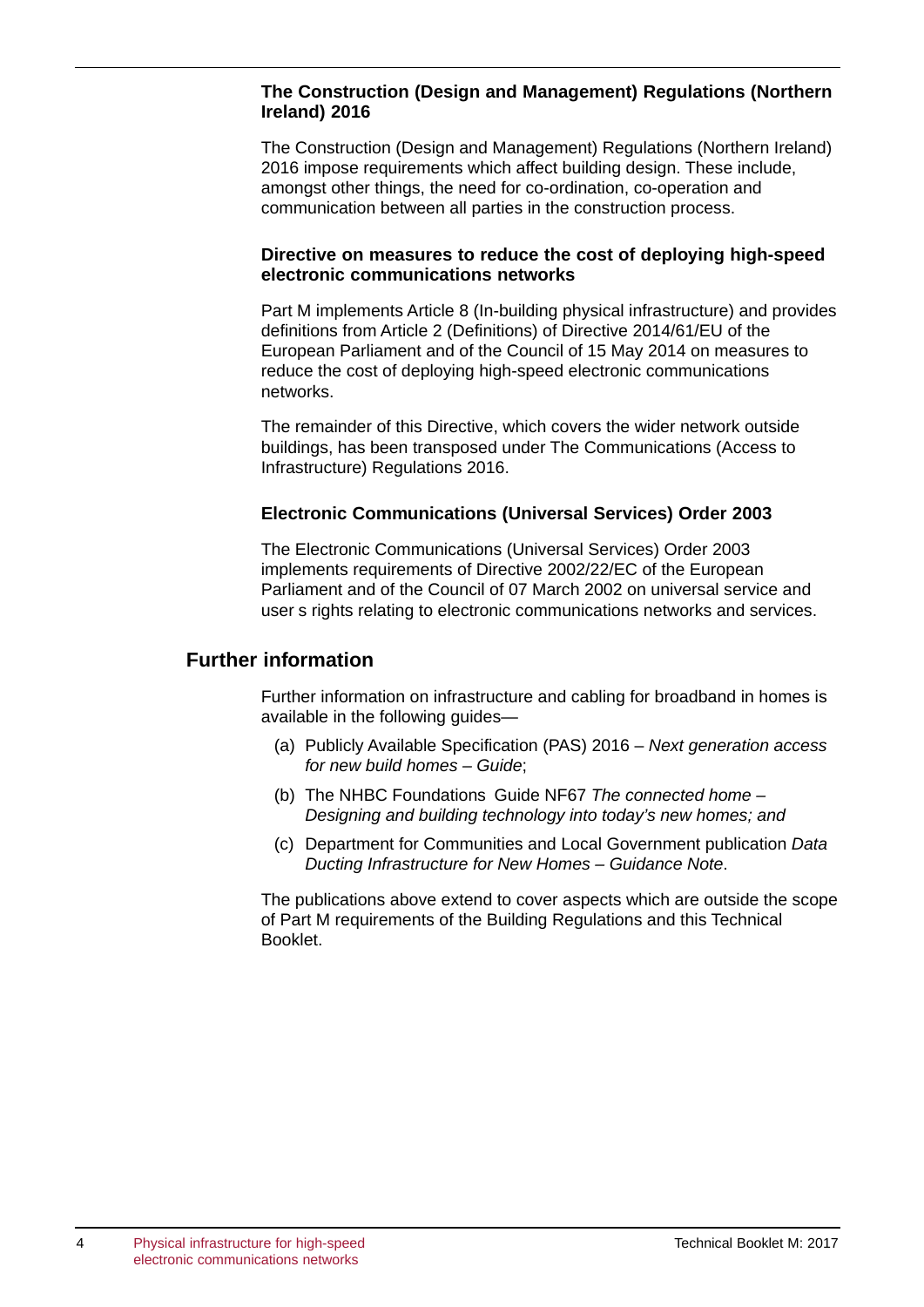### The Construction (Design and Management) Regulations (Northern Ireland) 2016

The Construction (Design and Management) Regulations (Northern Ireland) 2016 impose requirements which affect building design. These include, amongst other things, the need for co-ordination, co-operation and communication between all parties in the construction process.

### Directive on measures to reduce the cost of deploying high-speed electronic communications networks

Part M implements Article 8 (In-building physical infrastructure) and provides definitions from Article 2 (Definitions) of Directive 2014/61/EU of the European Parliament and of the Council of 15 May 2014 on measures to reduce the cost of deploying high-speed electronic communications networks.

The remainder of this Directive, which covers the wider network outside buildings, has been transposed under The Communications (Access to Infrastructure) Regulations 2016.

### Electronic Communications (Universal Services) Order 2003

The Electronic Communications (Universal Services) Order 2003 implements requirements of Directive 2002/22/EC of the European Parliament and of the Council of 07 March 2002 on universal service and user s rights relating to electronic communications networks and services.

## Further information

Further information on infrastructure and cabling for broadband in homes is available in the following guides—

(a) Publicly Available Specification (PAS) 2016 – *Next generation access for new build homes – Guide*;

(b) The NHBC Foundations Guide NF67 *The connected home – Designing and building technology into today's new homes; and*

(c) Department for Communities and Local Government publication *Data Ducting Infrastructure for New Homes – Guidance Note*.

The publications above extend to cover aspects which are outside the scope of Part M requirements of the Building Regulations and this Technical Booklet.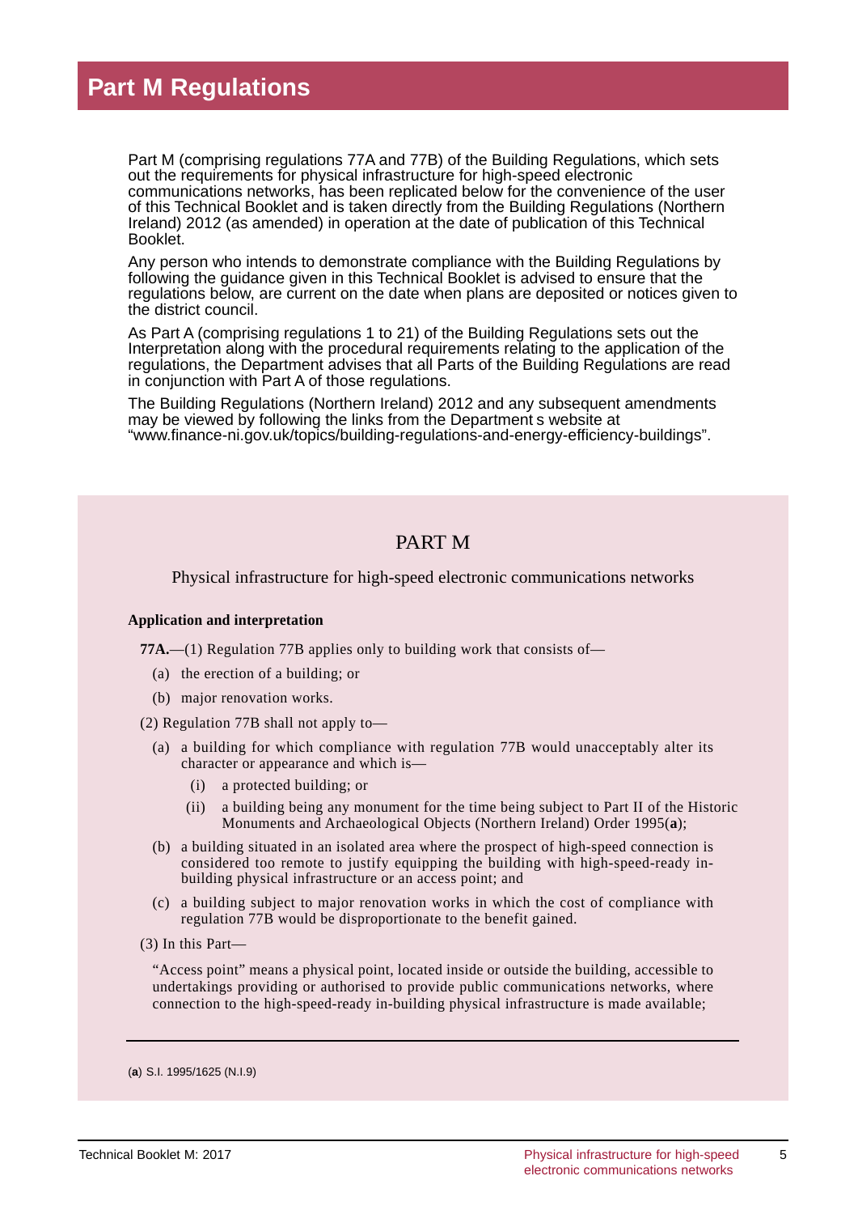# Part M Regulations

Part M (comprising regulations 77A and 77B) of the Building Regulations, which sets out the requirements for physical infrastructure for high-speed electronic communications networks, has been replicated below for the convenience of the user of this Technical Booklet and is taken directly from the Building Regulations (Northern Ireland) 2012 (as amended) in operation at the date of publication of this Technical Booklet.

Any person who intends to demonstrate compliance with the Building Regulations by following the guidance given in this Technical Booklet is advised to ensure that the regulations below, are current on the date when plans are deposited or notices given to the district council.

As Part A (comprising regulations 1 to 21) of the Building Regulations sets out the Interpretation along with the procedural requirements relating to the application of the regulations, the Department advises that all Parts of the Building Regulations are read in conjunction with Part A of those regulations.

The Building Regulations (Northern Ireland) 2012 and any subsequent amendments may be viewed by following the links from the Department s website at "www.finance-ni.gov.uk/topics/building-regulations-and-energy-efficiency-buildings".

## PART M

Physical infrastructure for high-speed electronic communications networks

**Application and interpretation**

**77A.**—(1) Regulation 77B applies only to building work that consists of—

(a) the erection of a building; or

(b) major renovation works.

(2) Regulation 77B shall not apply to—

(a) a building for which compliance with regulation 77B would unacceptably alter its character or appearance and which is—

(i) a protected building; or

(ii) a building being any monument for the time being subject to Part II of the Historic Monuments and Archaeological Objects (Northern Ireland) Order 1995(**a**);

(b) a building situated in an isolated area where the prospect of high-speed connection is considered too remote to justify equipping the building with high-speed-ready in-building physical infrastructure or an access point; and

(c) a building subject to major renovation works in which the cost of compliance with regulation 77B would be disproportionate to the benefit gained.

(3) In this Part—

"Access point" means a physical point, located inside or outside the building, accessible to undertakings providing or authorised to provide public communications networks, where connection to the high-speed-ready in-building physical infrastructure is made available;

---

(**a**) S.I. 1995/1625 (N.I.9)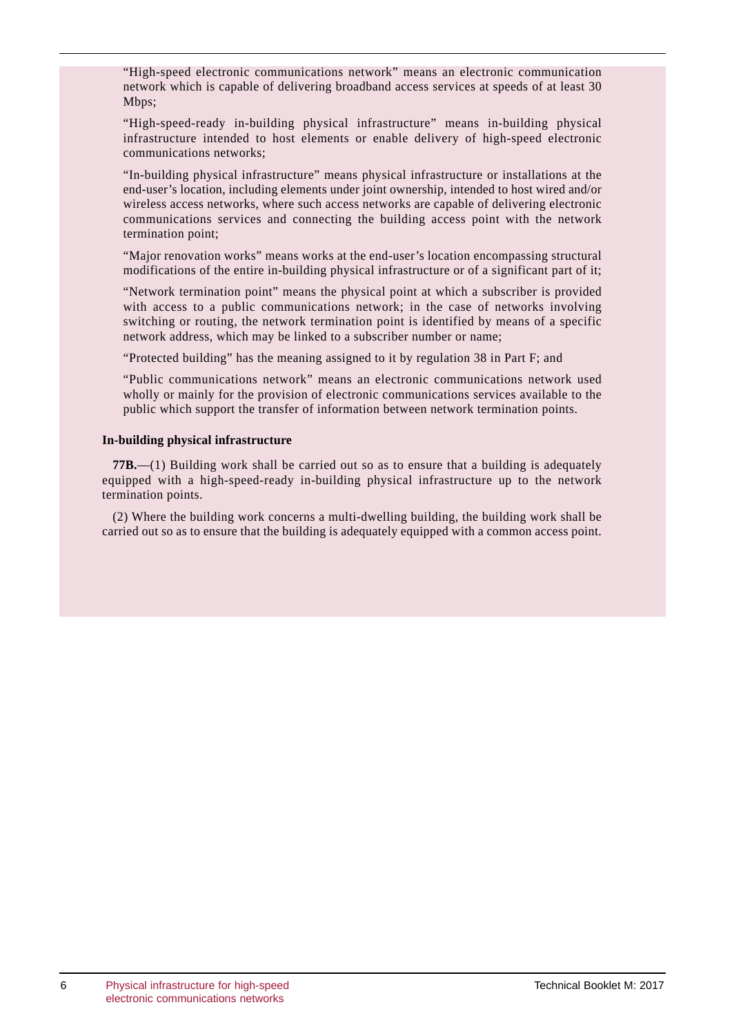"High-speed electronic communications network" means an electronic communication network which is capable of delivering broadband access services at speeds of at least 30 Mbps;

"High-speed-ready in-building physical infrastructure" means in-building physical infrastructure intended to host elements or enable delivery of high-speed electronic communications networks;

"In-building physical infrastructure" means physical infrastructure or installations at the end-user's location, including elements under joint ownership, intended to host wired and/or wireless access networks, where such access networks are capable of delivering electronic communications services and connecting the building access point with the network termination point;

"Major renovation works" means works at the end-user's location encompassing structural modifications of the entire in-building physical infrastructure or of a significant part of it;

"Network termination point" means the physical point at which a subscriber is provided with access to a public communications network; in the case of networks involving switching or routing, the network termination point is identified by means of a specific network address, which may be linked to a subscriber number or name;

"Protected building" has the meaning assigned to it by regulation 38 in Part F; and

"Public communications network" means an electronic communications network used wholly or mainly for the provision of electronic communications services available to the public which support the transfer of information between network termination points.

**In-building physical infrastructure**

**77B.**—(1) Building work shall be carried out so as to ensure that a building is adequately equipped with a high-speed-ready in-building physical infrastructure up to the network termination points.

(2) Where the building work concerns a multi-dwelling building, the building work shall be carried out so as to ensure that the building is adequately equipped with a common access point.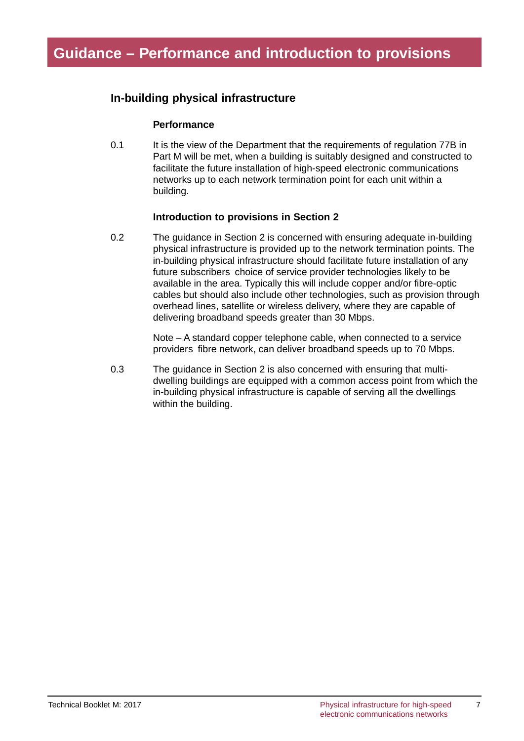# Guidance – Performance and introduction to provisions

## In-building physical infrastructure

### Performance

0.1 It is the view of the Department that the requirements of regulation 77B in Part M will be met, when a building is suitably designed and constructed to facilitate the future installation of high-speed electronic communications networks up to each network termination point for each unit within a building.

### Introduction to provisions in Section 2

0.2 The guidance in Section 2 is concerned with ensuring adequate in-building physical infrastructure is provided up to the network termination points. The in-building physical infrastructure should facilitate future installation of any future subscribers  choice of service provider technologies likely to be available in the area. Typically this will include copper and/or fibre-optic cables but should also include other technologies, such as provision through overhead lines, satellite or wireless delivery, where they are capable of delivering broadband speeds greater than 30 Mbps.

Note – A standard copper telephone cable, when connected to a service providers  fibre network, can deliver broadband speeds up to 70 Mbps.

0.3 The guidance in Section 2 is also concerned with ensuring that multi-dwelling buildings are equipped with a common access point from which the in-building physical infrastructure is capable of serving all the dwellings within the building.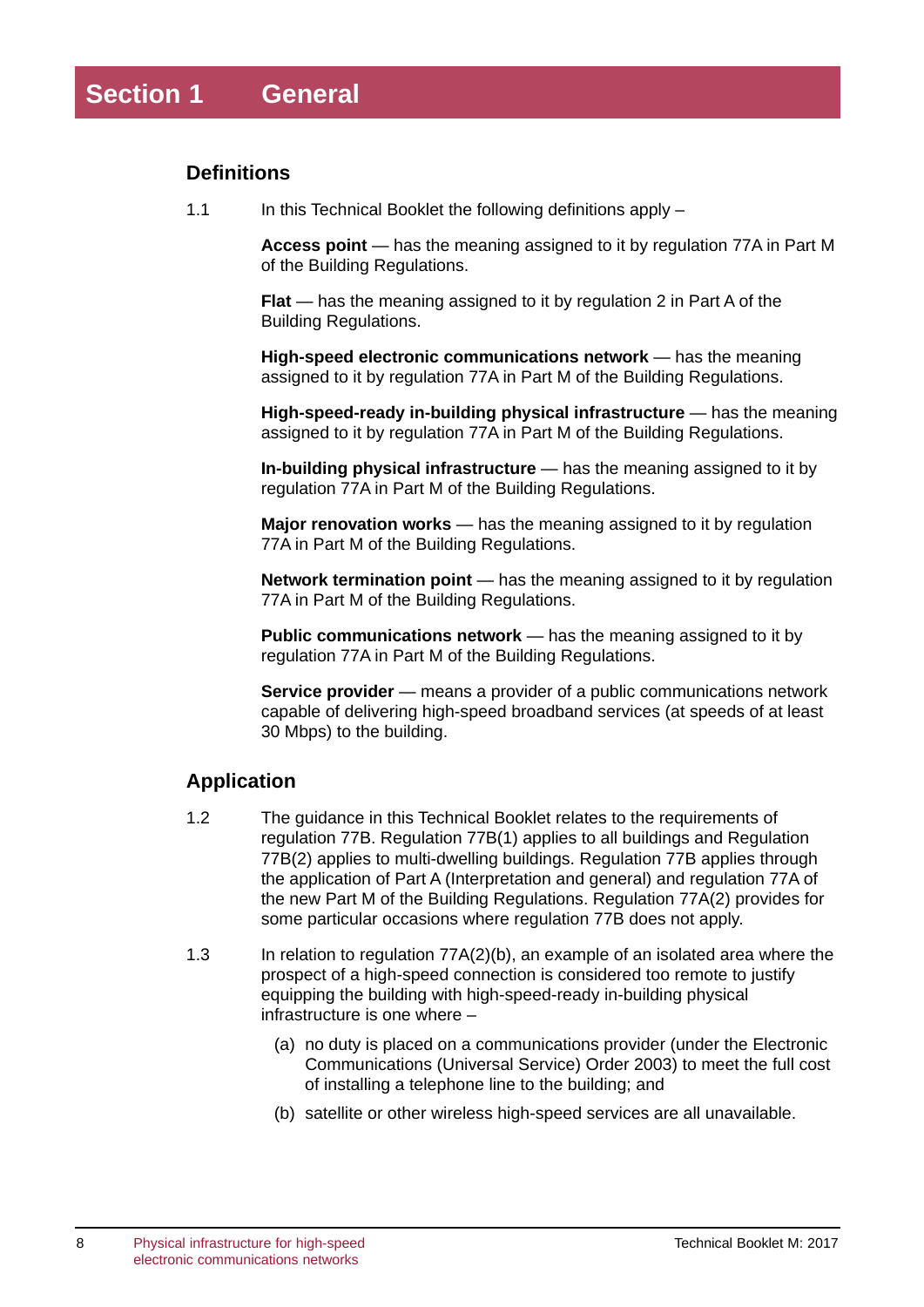# Section 1 General

## Definitions

1.1 In this Technical Booklet the following definitions apply –

**Access point** — has the meaning assigned to it by regulation 77A in Part M of the Building Regulations.

**Flat** — has the meaning assigned to it by regulation 2 in Part A of the Building Regulations.

**High-speed electronic communications network** — has the meaning assigned to it by regulation 77A in Part M of the Building Regulations.

**High-speed-ready in-building physical infrastructure** — has the meaning assigned to it by regulation 77A in Part M of the Building Regulations.

**In-building physical infrastructure** — has the meaning assigned to it by regulation 77A in Part M of the Building Regulations.

**Major renovation works** — has the meaning assigned to it by regulation 77A in Part M of the Building Regulations.

**Network termination point** — has the meaning assigned to it by regulation 77A in Part M of the Building Regulations.

**Public communications network** — has the meaning assigned to it by regulation 77A in Part M of the Building Regulations.

**Service provider** — means a provider of a public communications network capable of delivering high-speed broadband services (at speeds of at least 30 Mbps) to the building.

## Application

1.2 The guidance in this Technical Booklet relates to the requirements of regulation 77B. Regulation 77B(1) applies to all buildings and Regulation 77B(2) applies to multi-dwelling buildings. Regulation 77B applies through the application of Part A (Interpretation and general) and regulation 77A of the new Part M of the Building Regulations. Regulation 77A(2) provides for some particular occasions where regulation 77B does not apply.

1.3 In relation to regulation 77A(2)(b), an example of an isolated area where the prospect of a high-speed connection is considered too remote to justify equipping the building with high-speed-ready in-building physical infrastructure is one where –

(a) no duty is placed on a communications provider (under the Electronic Communications (Universal Service) Order 2003) to meet the full cost of installing a telephone line to the building; and

(b) satellite or other wireless high-speed services are all unavailable.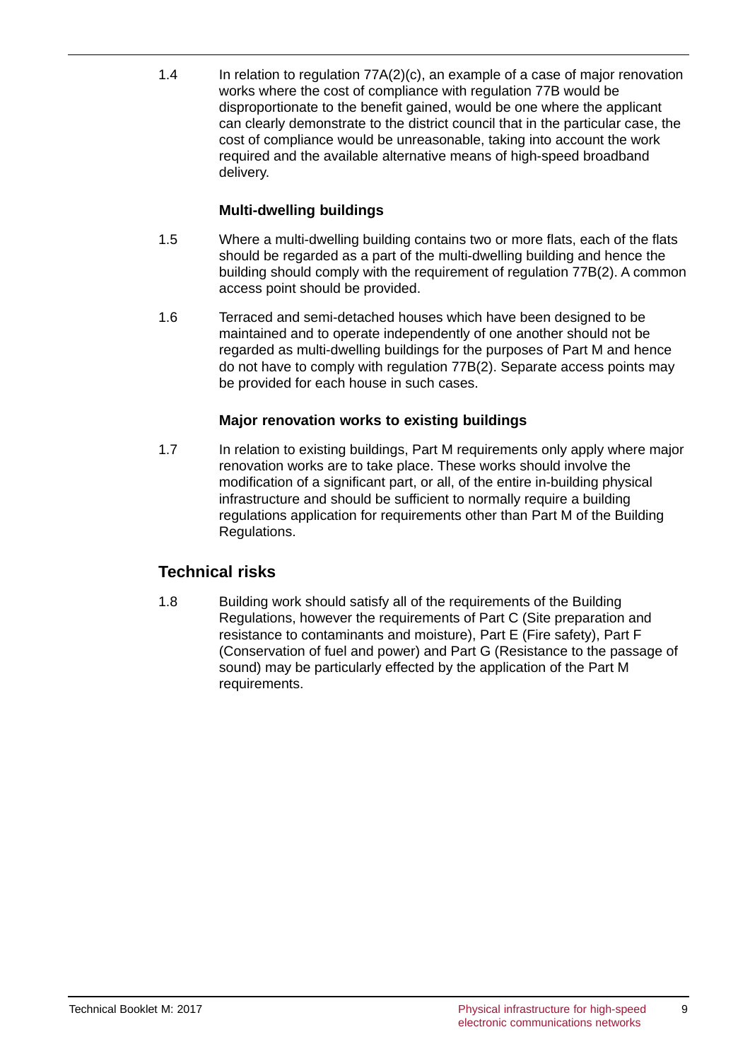1.4 In relation to regulation 77A(2)(c), an example of a case of major renovation works where the cost of compliance with regulation 77B would be disproportionate to the benefit gained, would be one where the applicant can clearly demonstrate to the district council that in the particular case, the cost of compliance would be unreasonable, taking into account the work required and the available alternative means of high-speed broadband delivery.

### Multi-dwelling buildings

1.5 Where a multi-dwelling building contains two or more flats, each of the flats should be regarded as a part of the multi-dwelling building and hence the building should comply with the requirement of regulation 77B(2). A common access point should be provided.

1.6 Terraced and semi-detached houses which have been designed to be maintained and to operate independently of one another should not be regarded as multi-dwelling buildings for the purposes of Part M and hence do not have to comply with regulation 77B(2). Separate access points may be provided for each house in such cases.

### Major renovation works to existing buildings

1.7 In relation to existing buildings, Part M requirements only apply where major renovation works are to take place. These works should involve the modification of a significant part, or all, of the entire in-building physical infrastructure and should be sufficient to normally require a building regulations application for requirements other than Part M of the Building Regulations.

## Technical risks

1.8 Building work should satisfy all of the requirements of the Building Regulations, however the requirements of Part C (Site preparation and resistance to contaminants and moisture), Part E (Fire safety), Part F (Conservation of fuel and power) and Part G (Resistance to the passage of sound) may be particularly effected by the application of the Part M requirements.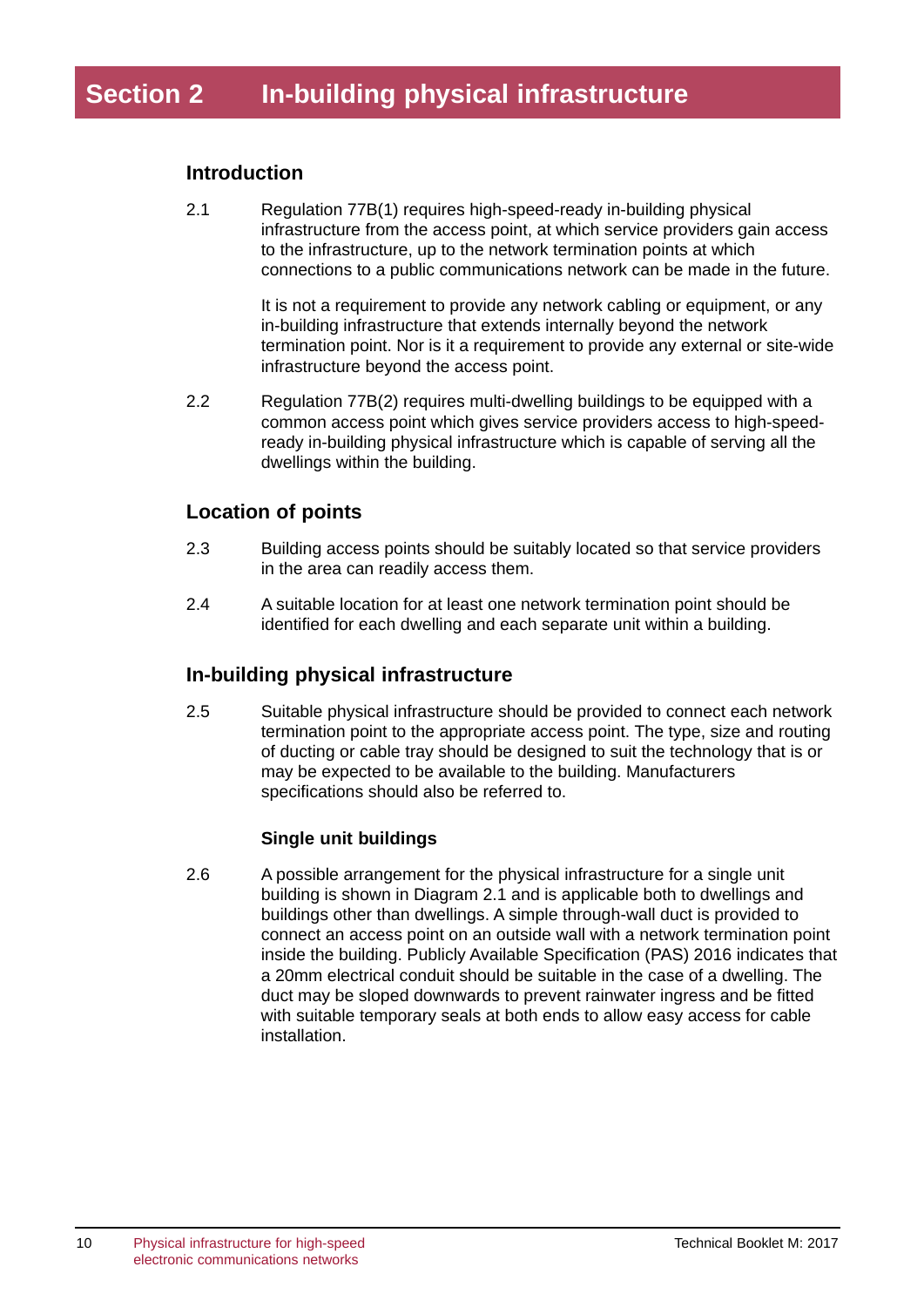# Section 2 In-building physical infrastructure

## Introduction

2.1 Regulation 77B(1) requires high-speed-ready in-building physical infrastructure from the access point, at which service providers gain access to the infrastructure, up to the network termination points at which connections to a public communications network can be made in the future.

It is not a requirement to provide any network cabling or equipment, or any in-building infrastructure that extends internally beyond the network termination point. Nor is it a requirement to provide any external or site-wide infrastructure beyond the access point.

2.2 Regulation 77B(2) requires multi-dwelling buildings to be equipped with a common access point which gives service providers access to high-speed-ready in-building physical infrastructure which is capable of serving all the dwellings within the building.

## Location of points

2.3 Building access points should be suitably located so that service providers in the area can readily access them.

2.4 A suitable location for at least one network termination point should be identified for each dwelling and each separate unit within a building.

## In-building physical infrastructure

2.5 Suitable physical infrastructure should be provided to connect each network termination point to the appropriate access point. The type, size and routing of ducting or cable tray should be designed to suit the technology that is or may be expected to be available to the building. Manufacturers specifications should also be referred to.

### Single unit buildings

2.6 A possible arrangement for the physical infrastructure for a single unit building is shown in Diagram 2.1 and is applicable both to dwellings and buildings other than dwellings. A simple through-wall duct is provided to connect an access point on an outside wall with a network termination point inside the building. Publicly Available Specification (PAS) 2016 indicates that a 20mm electrical conduit should be suitable in the case of a dwelling. The duct may be sloped downwards to prevent rainwater ingress and be fitted with suitable temporary seals at both ends to allow easy access for cable installation.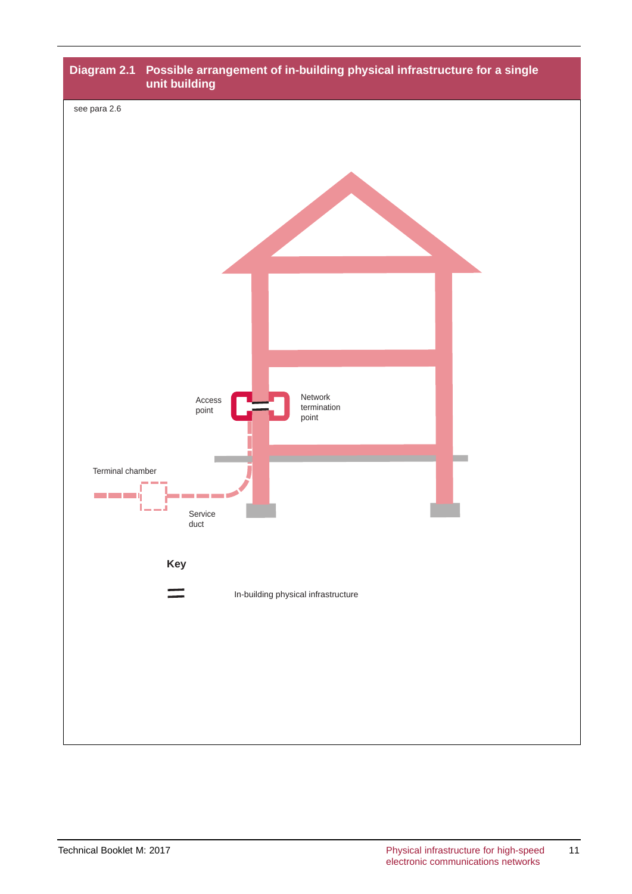**Diagram 2.1 Possible arrangement of in-building physical infrastructure for a single unit building**

see para 2.6

Access point

Network termination point

Terminal chamber

Service duct

**Key**

In-building physical infrastructure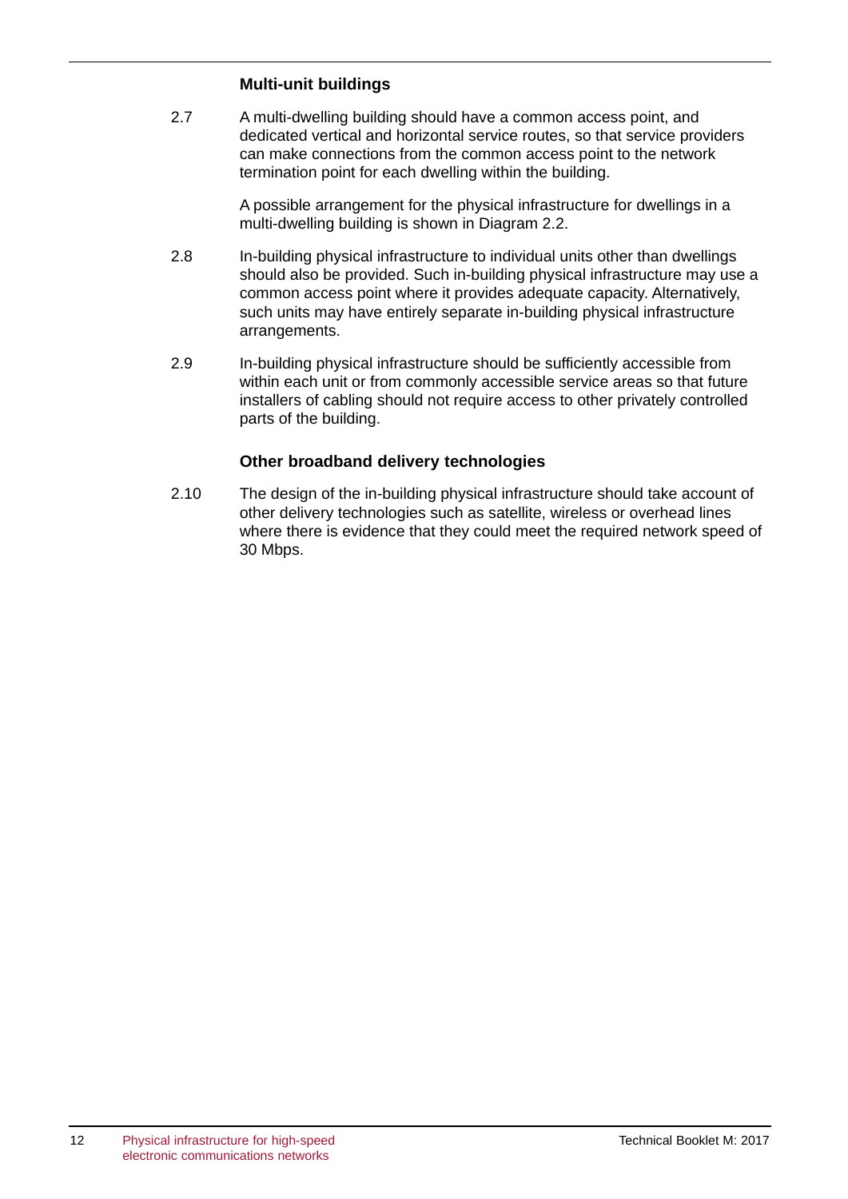### Multi-unit buildings

2.7 A multi-dwelling building should have a common access point, and dedicated vertical and horizontal service routes, so that service providers can make connections from the common access point to the network termination point for each dwelling within the building.

A possible arrangement for the physical infrastructure for dwellings in a multi-dwelling building is shown in Diagram 2.2.

2.8 In-building physical infrastructure to individual units other than dwellings should also be provided. Such in-building physical infrastructure may use a common access point where it provides adequate capacity. Alternatively, such units may have entirely separate in-building physical infrastructure arrangements.

2.9 In-building physical infrastructure should be sufficiently accessible from within each unit or from commonly accessible service areas so that future installers of cabling should not require access to other privately controlled parts of the building.

### Other broadband delivery technologies

2.10 The design of the in-building physical infrastructure should take account of other delivery technologies such as satellite, wireless or overhead lines where there is evidence that they could meet the required network speed of 30 Mbps.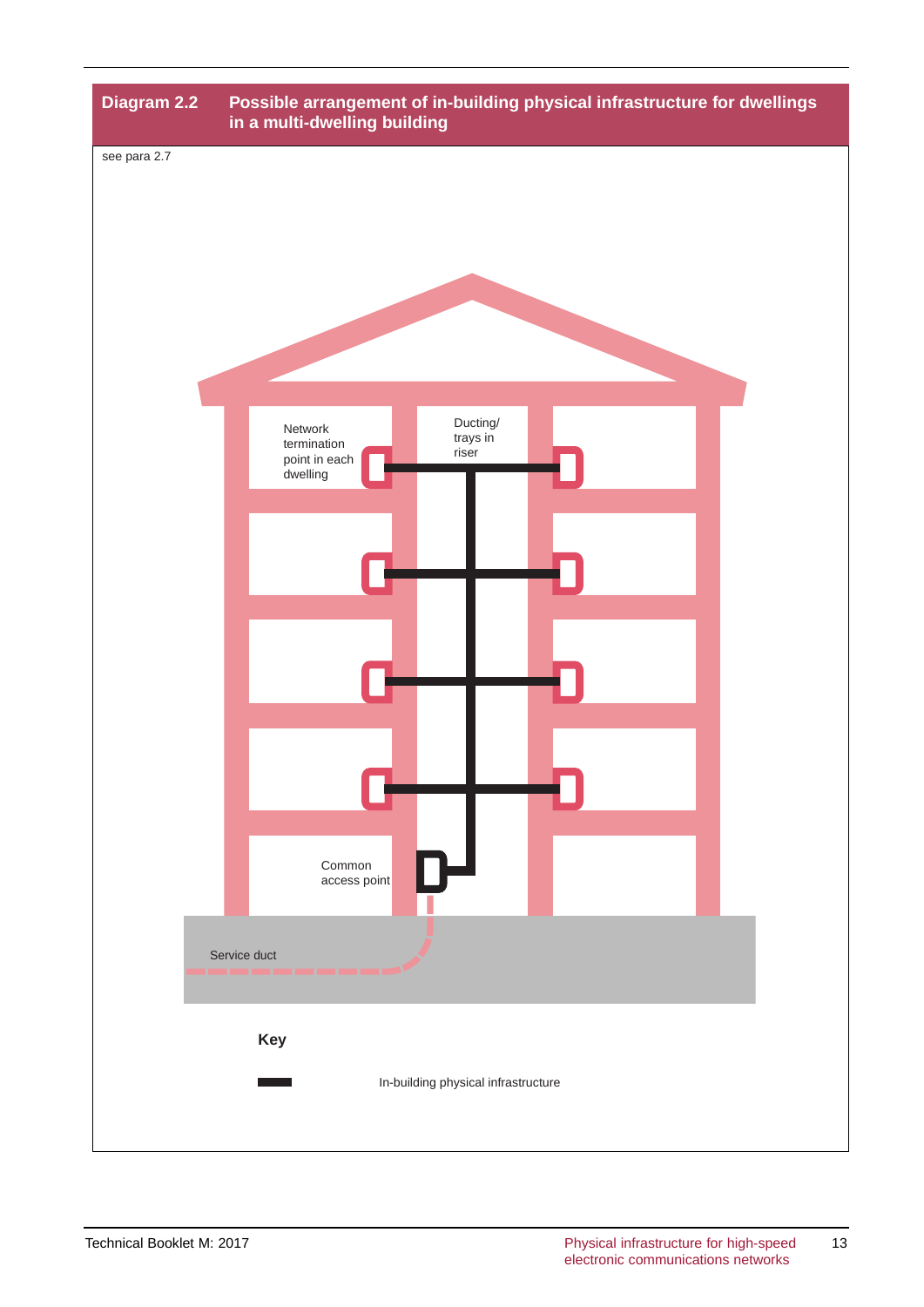**Diagram 2.2 Possible arrangement of in-building physical infrastructure for dwellings in a multi-dwelling building**

see para 2.7

Network termination point in each dwelling

Ducting/ trays in riser

Common access point

Service duct

**Key**

In-building physical infrastructure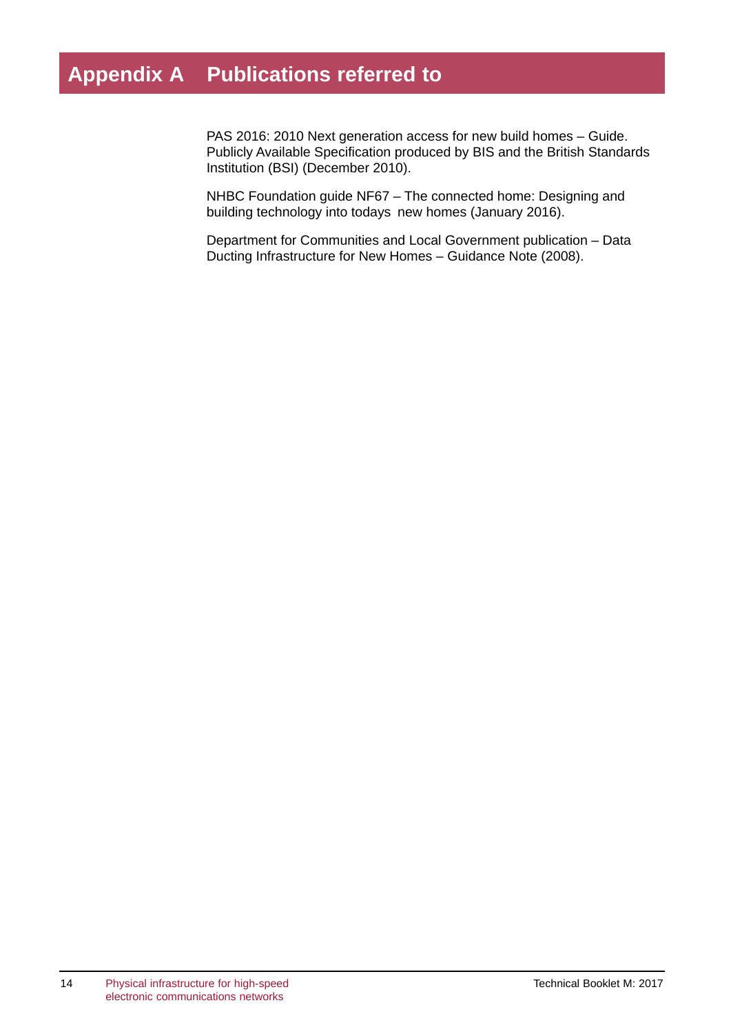# Appendix A Publications referred to

PAS 2016: 2010 Next generation access for new build homes – Guide. Publicly Available Specification produced by BIS and the British Standards Institution (BSI) (December 2010).

NHBC Foundation guide NF67 – The connected home: Designing and building technology into todays  new homes (January 2016).

Department for Communities and Local Government publication – Data Ducting Infrastructure for New Homes – Guidance Note (2008).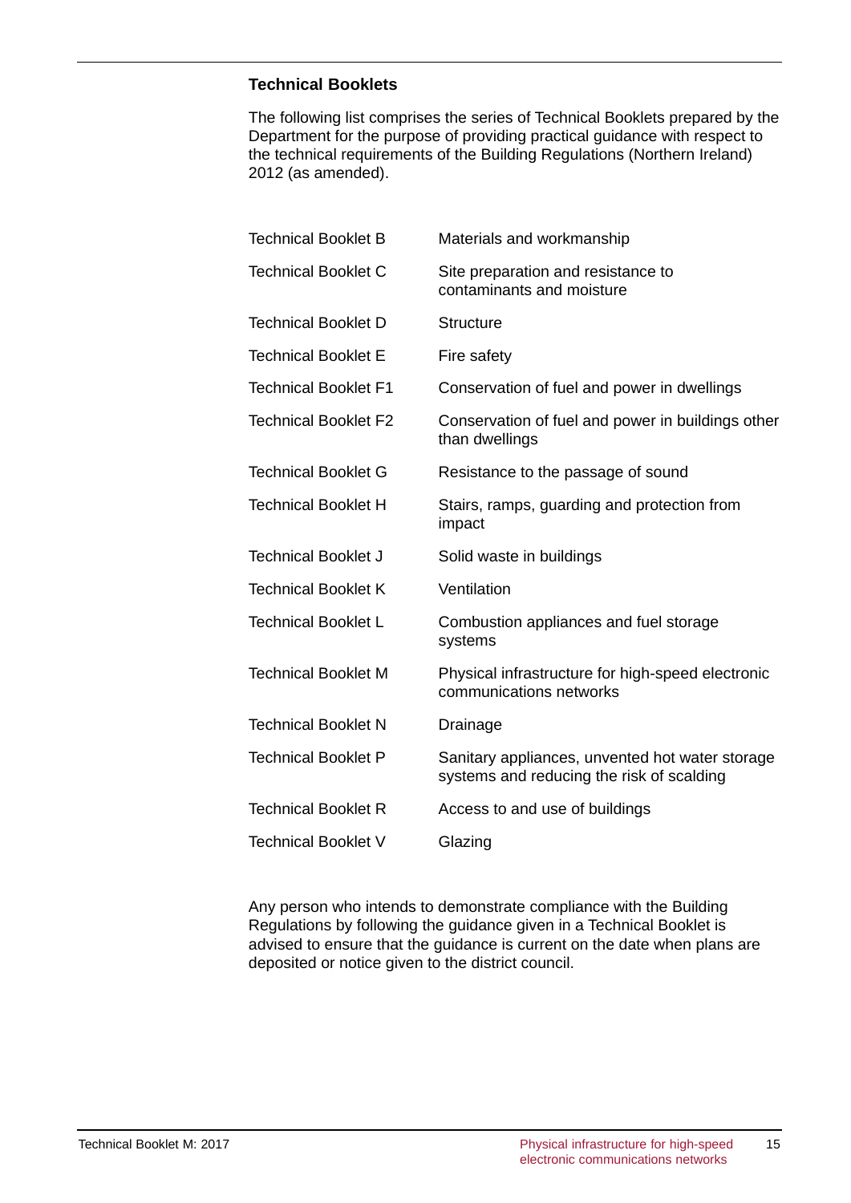## Technical Booklets

The following list comprises the series of Technical Booklets prepared by the Department for the purpose of providing practical guidance with respect to the technical requirements of the Building Regulations (Northern Ireland) 2012 (as amended).

| | |
|---|---|
| Technical Booklet B | Materials and workmanship |
| Technical Booklet C | Site preparation and resistance to contaminants and moisture |
| Technical Booklet D | Structure |
| Technical Booklet E | Fire safety |
| Technical Booklet F1 | Conservation of fuel and power in dwellings |
| Technical Booklet F2 | Conservation of fuel and power in buildings other than dwellings |
| Technical Booklet G | Resistance to the passage of sound |
| Technical Booklet H | Stairs, ramps, guarding and protection from impact |
| Technical Booklet J | Solid waste in buildings |
| Technical Booklet K | Ventilation |
| Technical Booklet L | Combustion appliances and fuel storage systems |
| Technical Booklet M | Physical infrastructure for high-speed electronic communications networks |
| Technical Booklet N | Drainage |
| Technical Booklet P | Sanitary appliances, unvented hot water storage systems and reducing the risk of scalding |
| Technical Booklet R | Access to and use of buildings |
| Technical Booklet V | Glazing |

Any person who intends to demonstrate compliance with the Building Regulations by following the guidance given in a Technical Booklet is advised to ensure that the guidance is current on the date when plans are deposited or notice given to the district council.